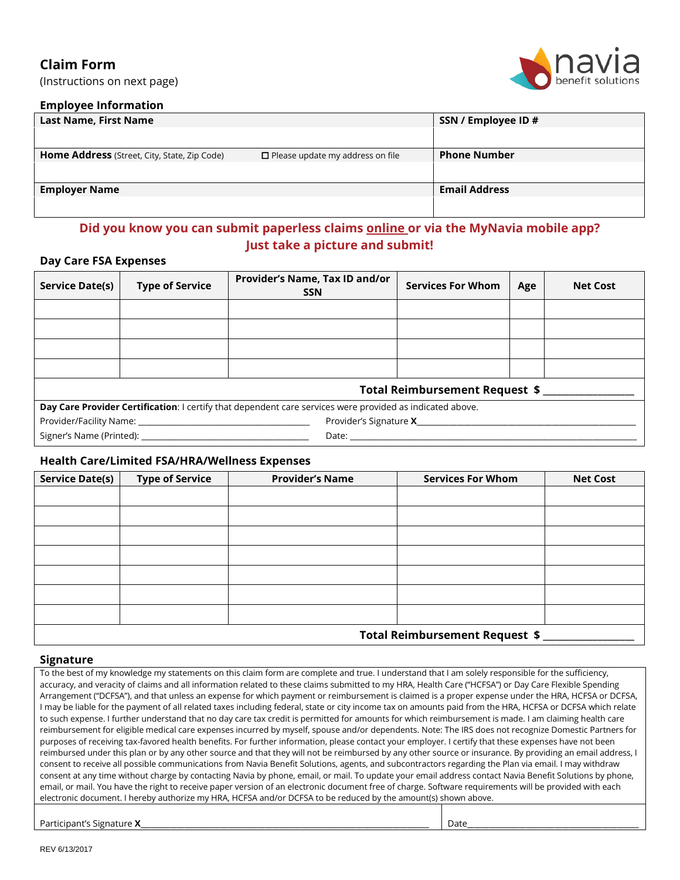# Claim Form

(Instructions on next page)

navia benefit solutions

### Employee Information

| Last Name, First Name | SSN / Employee ID # |
|---|---|
| | |
| **Home Address** (Street, City, State, Zip Code) ☐ Please update my address on file | **Phone Number** |
| | |
| **Employer Name** | **Email Address** |
| | |

**Did you know you can submit paperless claims online or via the MyNavia mobile app? Just take a picture and submit!**

### Day Care FSA Expenses

| Service Date(s) | Type of Service | Provider's Name, Tax ID and/or SSN | Services For Whom | Age | Net Cost |
|---|---|---|---|---|---|
| | | | | | |
| | | | | | |
| | | | | | |
| | | | | | |
| | | | | **Total Reimbursement Request $** ________ | |

**Day Care Provider Certification**: I certify that dependent care services were provided as indicated above.

Provider/Facility Name: ____________________ Provider's Signature **X**____________________

Signer's Name (Printed): ____________________ Date: ____________________

### Health Care/Limited FSA/HRA/Wellness Expenses

| Service Date(s) | Type of Service | Provider's Name | Services For Whom | Net Cost |
|---|---|---|---|---|
| | | | | |
| | | | | |
| | | | | |
| | | | | |
| | | | | |
| | | | | |
| | | | | |
| | | | **Total Reimbursement Request $** ________ | |

### Signature

To the best of my knowledge my statements on this claim form are complete and true. I understand that I am solely responsible for the sufficiency, accuracy, and veracity of claims and all information related to these claims submitted to my HRA, Health Care ("HCFSA") or Day Care Flexible Spending Arrangement ("DCFSA"), and that unless an expense for which payment or reimbursement is claimed is a proper expense under the HRA, HCFSA or DCFSA, I may be liable for the payment of all related taxes including federal, state or city income tax on amounts paid from the HRA, HCFSA or DCFSA which relate to such expense. I further understand that no day care tax credit is permitted for amounts for which reimbursement is made. I am claiming health care reimbursement for eligible medical care expenses incurred by myself, spouse and/or dependents. Note: The IRS does not recognize Domestic Partners for purposes of receiving tax-favored health benefits. For further information, please contact your employer. I certify that these expenses have not been reimbursed under this plan or by any other source and that they will not be reimbursed by any other source or insurance. By providing an email address, I consent to receive all possible communications from Navia Benefit Solutions, agents, and subcontractors regarding the Plan via email. I may withdraw consent at any time without charge by contacting Navia by phone, email, or mail. To update your email address contact Navia Benefit Solutions by phone, email, or mail. You have the right to receive paper version of an electronic document free of charge. Software requirements will be provided with each electronic document. I hereby authorize my HRA, HCFSA and/or DCFSA to be reduced by the amount(s) shown above.

Participant's Signature **X**____________________ Date____________________

REV 6/13/2017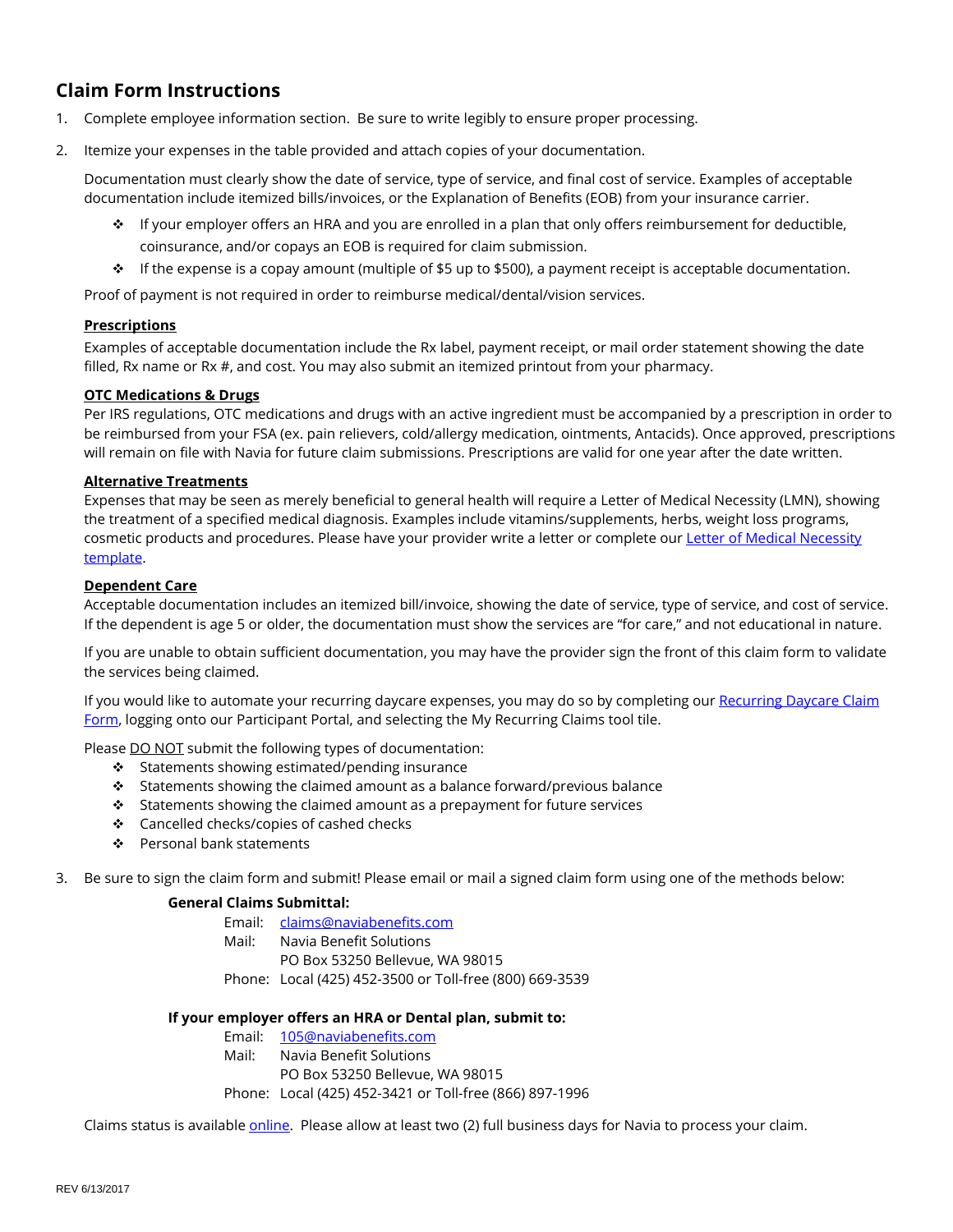## Claim Form Instructions

1. Complete employee information section. Be sure to write legibly to ensure proper processing.

2. Itemize your expenses in the table provided and attach copies of your documentation.

   Documentation must clearly show the date of service, type of service, and final cost of service. Examples of acceptable documentation include itemized bills/invoices, or the Explanation of Benefits (EOB) from your insurance carrier.

   - If your employer offers an HRA and you are enrolled in a plan that only offers reimbursement for deductible, coinsurance, and/or copays an EOB is required for claim submission.
   - If the expense is a copay amount (multiple of $5 up to $500), a payment receipt is acceptable documentation.

   Proof of payment is not required in order to reimburse medical/dental/vision services.

   **Prescriptions**

   Examples of acceptable documentation include the Rx label, payment receipt, or mail order statement showing the date filled, Rx name or Rx #, and cost. You may also submit an itemized printout from your pharmacy.

   **OTC Medications & Drugs**

   Per IRS regulations, OTC medications and drugs with an active ingredient must be accompanied by a prescription in order to be reimbursed from your FSA (ex. pain relievers, cold/allergy medication, ointments, Antacids). Once approved, prescriptions will remain on file with Navia for future claim submissions. Prescriptions are valid for one year after the date written.

   **Alternative Treatments**

   Expenses that may be seen as merely beneficial to general health will require a Letter of Medical Necessity (LMN), showing the treatment of a specified medical diagnosis. Examples include vitamins/supplements, herbs, weight loss programs, cosmetic products and procedures. Please have your provider write a letter or complete our Letter of Medical Necessity template.

   **Dependent Care**

   Acceptable documentation includes an itemized bill/invoice, showing the date of service, type of service, and cost of service. If the dependent is age 5 or older, the documentation must show the services are "for care," and not educational in nature.

   If you are unable to obtain sufficient documentation, you may have the provider sign the front of this claim form to validate the services being claimed.

   If you would like to automate your recurring daycare expenses, you may do so by completing our Recurring Daycare Claim Form, logging onto our Participant Portal, and selecting the My Recurring Claims tool tile.

   Please DO NOT submit the following types of documentation:

   - Statements showing estimated/pending insurance
   - Statements showing the claimed amount as a balance forward/previous balance
   - Statements showing the claimed amount as a prepayment for future services
   - Cancelled checks/copies of cashed checks
   - Personal bank statements

3. Be sure to sign the claim form and submit! Please email or mail a signed claim form using one of the methods below:

   **General Claims Submittal:**

   Email: claims@naviabenefits.com
   Mail: Navia Benefit Solutions
   PO Box 53250 Bellevue, WA 98015
   Phone: Local (425) 452-3500 or Toll-free (800) 669-3539

   **If your employer offers an HRA or Dental plan, submit to:**

   Email: 105@naviabenefits.com
   Mail: Navia Benefit Solutions
   PO Box 53250 Bellevue, WA 98015
   Phone: Local (425) 452-3421 or Toll-free (866) 897-1996

   Claims status is available online. Please allow at least two (2) full business days for Navia to process your claim.

REV 6/13/2017